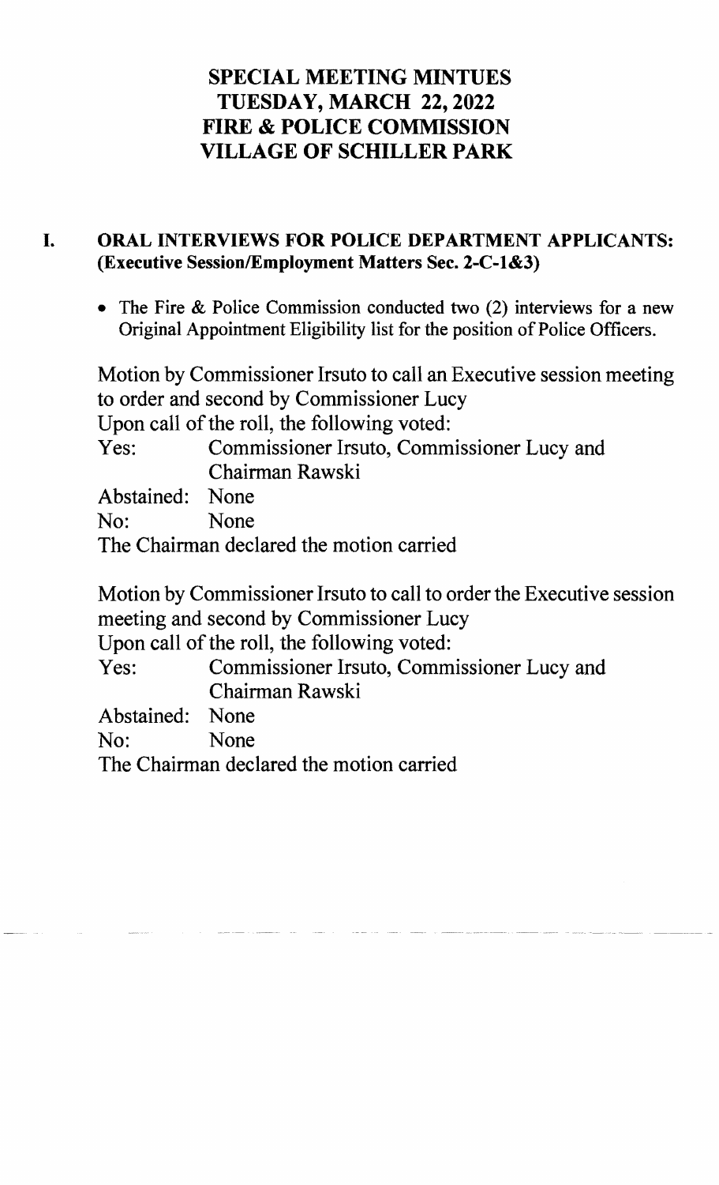# SPECIAL MEETING MINTUES
# TUESDAY, MARCH 22, 2022
# FIRE & POLICE COMMISSION
# VILLAGE OF SCHILLER PARK

## I. ORAL INTERVIEWS FOR POLICE DEPARTMENT APPLICANTS: (Executive Session/Employment Matters Sec. 2-C-1&3)

- The Fire & Police Commission conducted two (2) interviews for a new Original Appointment Eligibility list for the position of Police Officers.

Motion by Commissioner Irsuto to call an Executive session meeting to order and second by Commissioner Lucy

Upon call of the roll, the following voted:

Yes: Commissioner Irsuto, Commissioner Lucy and Chairman Rawski

Abstained: None

No: None

The Chairman declared the motion carried

Motion by Commissioner Irsuto to call to order the Executive session meeting and second by Commissioner Lucy

Upon call of the roll, the following voted:

Yes: Commissioner Irsuto, Commissioner Lucy and Chairman Rawski

Abstained: None

No: None

The Chairman declared the motion carried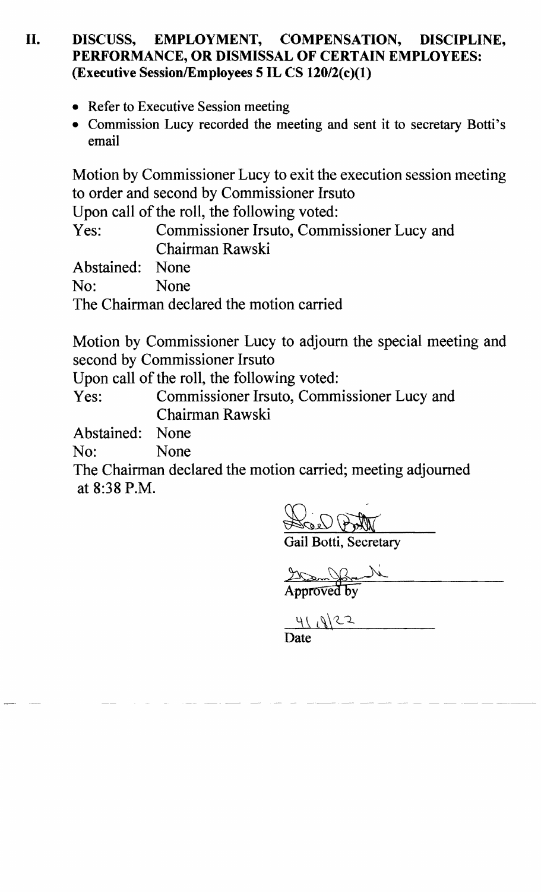## II. DISCUSS, EMPLOYMENT, COMPENSATION, DISCIPLINE, PERFORMANCE, OR DISMISSAL OF CERTAIN EMPLOYEES: (Executive Session/Employees 5 IL CS 120/2(c)(1)

- Refer to Executive Session meeting
- Commission Lucy recorded the meeting and sent it to secretary Botti's email

Motion by Commissioner Lucy to exit the execution session meeting to order and second by Commissioner Irsuto

Upon call of the roll, the following voted:

Yes: Commissioner Irsuto, Commissioner Lucy and Chairman Rawski

Abstained: None

No: None

The Chairman declared the motion carried

Motion by Commissioner Lucy to adjourn the special meeting and second by Commissioner Irsuto

Upon call of the roll, the following voted:

Yes: Commissioner Irsuto, Commissioner Lucy and Chairman Rawski

Abstained: None

No: None

The Chairman declared the motion carried; meeting adjourned at 8:38 P.M.

Gail Botti, Secretary

Approved by

4/18/22

Date